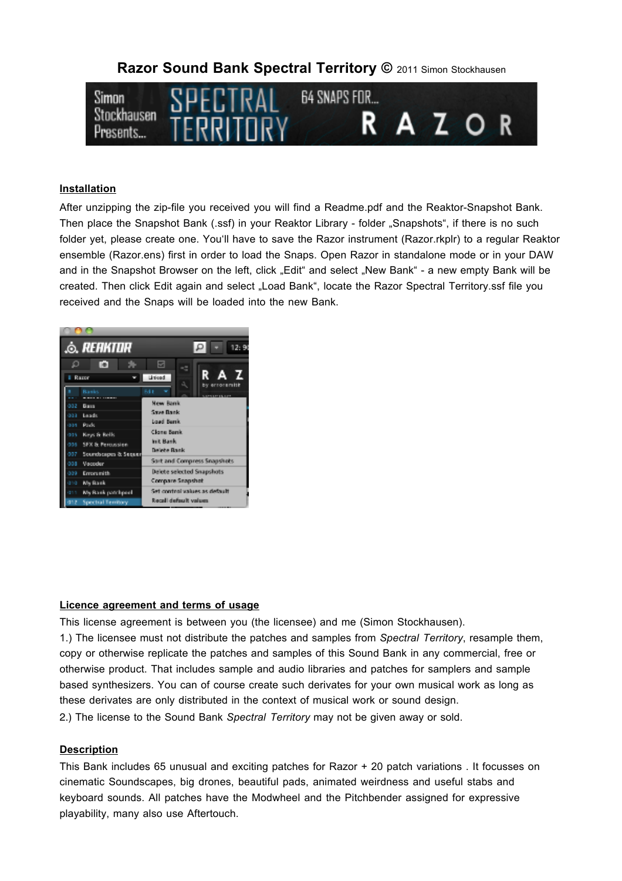# Razor Sound Bank Spectral Territory © 2011 Simon Stockhausen

**Installation**

After unzipping the zip-file you received you will find a Readme.pdf and the Reaktor-Snapshot Bank. Then place the Snapshot Bank (.ssf) in your Reaktor Library - folder „Snapshots“, if there is no such folder yet, please create one. You‘ll have to save the Razor instrument (Razor.rkplr) to a regular Reaktor ensemble (Razor.ens) first in order to load the Snaps. Open Razor in standalone mode or in your DAW and in the Snapshot Browser on the left, click „Edit“ and select „New Bank“ - a new empty Bank will be created. Then click Edit again and select „Load Bank“, locate the Razor Spectral Territory.ssf file you received and the Snaps will be loaded into the new Bank.

**Licence agreement and terms of usage**

This license agreement is between you (the licensee) and me (Simon Stockhausen).

1.) The licensee must not distribute the patches and samples from *Spectral Territory*, resample them, copy or otherwise replicate the patches and samples of this Sound Bank in any commercial, free or otherwise product. That includes sample and audio libraries and patches for samplers and sample based synthesizers. You can of course create such derivates for your own musical work as long as these derivates are only distributed in the context of musical work or sound design.

2.) The license to the Sound Bank *Spectral Territory* may not be given away or sold.

**Description**

This Bank includes 65 unusual and exciting patches for Razor + 20 patch variations . It focusses on cinematic Soundscapes, big drones, beautiful pads, animated weirdness and useful stabs and keyboard sounds. All patches have the Modwheel and the Pitchbender assigned for expressive playability, many also use Aftertouch.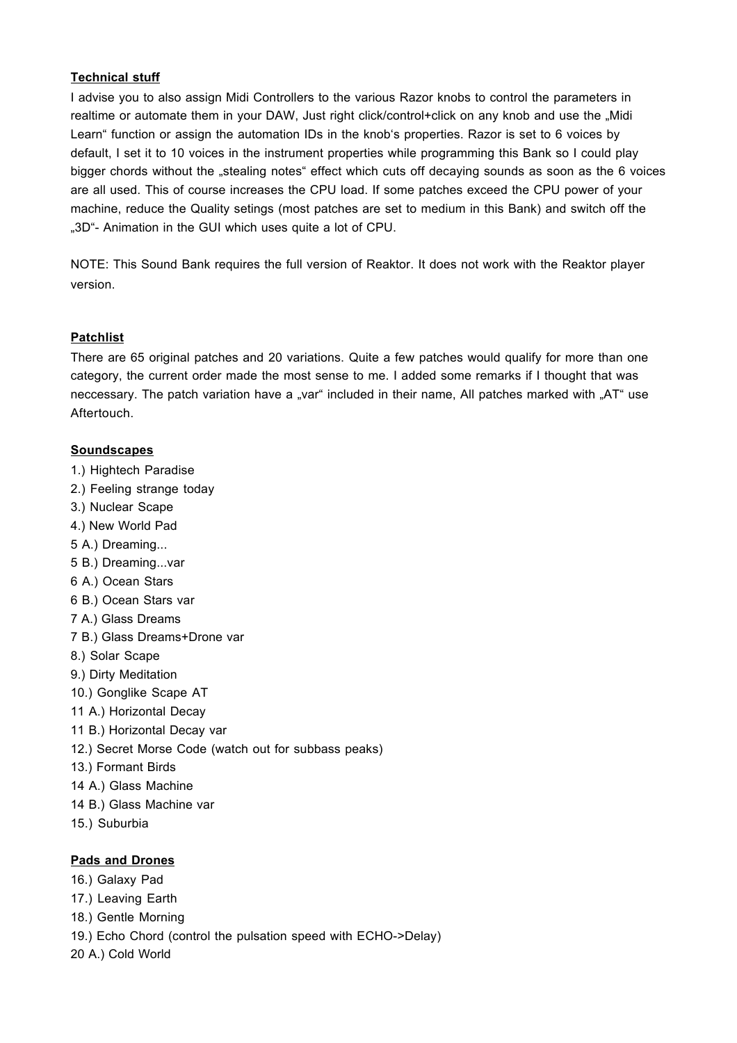**Technical stuff**

I advise you to also assign Midi Controllers to the various Razor knobs to control the parameters in realtime or automate them in your DAW, Just right click/control+click on any knob and use the „Midi Learn“ function or assign the automation IDs in the knob‘s properties. Razor is set to 6 voices by default, I set it to 10 voices in the instrument properties while programming this Bank so I could play bigger chords without the „stealing notes“ effect which cuts off decaying sounds as soon as the 6 voices are all used. This of course increases the CPU load. If some patches exceed the CPU power of your machine, reduce the Quality setings (most patches are set to medium in this Bank) and switch off the „3D“- Animation in the GUI which uses quite a lot of CPU.

NOTE: This Sound Bank requires the full version of Reaktor. It does not work with the Reaktor player version.

**Patchlist**

There are 65 original patches and 20 variations. Quite a few patches would qualify for more than one category, the current order made the most sense to me. I added some remarks if I thought that was neccessary. The patch variation have a „var“ included in their name, All patches marked with „AT“ use Aftertouch.

**Soundscapes**

1.) Hightech Paradise  
2.) Feeling strange today  
3.) Nuclear Scape  
4.) New World Pad  
5 A.) Dreaming...  
5 B.) Dreaming...var  
6 A.) Ocean Stars  
6 B.) Ocean Stars var  
7 A.) Glass Dreams  
7 B.) Glass Dreams+Drone var  
8.) Solar Scape  
9.) Dirty Meditation  
10.) Gonglike Scape AT  
11 A.) Horizontal Decay  
11 B.) Horizontal Decay var  
12.) Secret Morse Code (watch out for subbass peaks)  
13.) Formant Birds  
14 A.) Glass Machine  
14 B.) Glass Machine var  
15.) Suburbia

**Pads and Drones**

16.) Galaxy Pad  
17.) Leaving Earth  
18.) Gentle Morning  
19.) Echo Chord (control the pulsation speed with ECHO->Delay)  
20 A.) Cold World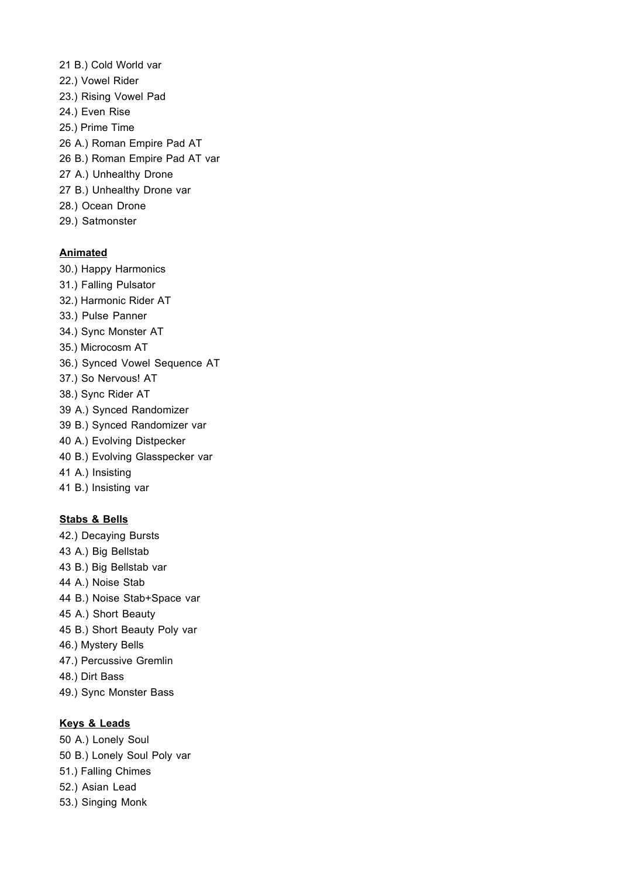21 B.) Cold World var
22.) Vowel Rider
23.) Rising Vowel Pad
24.) Even Rise
25.) Prime Time
26 A.) Roman Empire Pad AT
26 B.) Roman Empire Pad AT var
27 A.) Unhealthy Drone
27 B.) Unhealthy Drone var
28.) Ocean Drone
29.) Satmonster

**Animated**

30.) Happy Harmonics
31.) Falling Pulsator
32.) Harmonic Rider AT
33.) Pulse Panner
34.) Sync Monster AT
35.) Microcosm AT
36.) Synced Vowel Sequence AT
37.) So Nervous! AT
38.) Sync Rider AT
39 A.) Synced Randomizer
39 B.) Synced Randomizer var
40 A.) Evolving Distpecker
40 B.) Evolving Glasspecker var
41 A.) Insisting
41 B.) Insisting var

**Stabs & Bells**

42.) Decaying Bursts
43 A.) Big Bellstab
43 B.) Big Bellstab var
44 A.) Noise Stab
44 B.) Noise Stab+Space var
45 A.) Short Beauty
45 B.) Short Beauty Poly var
46.) Mystery Bells
47.) Percussive Gremlin
48.) Dirt Bass
49.) Sync Monster Bass

**Keys & Leads**

50 A.) Lonely Soul
50 B.) Lonely Soul Poly var
51.) Falling Chimes
52.) Asian Lead
53.) Singing Monk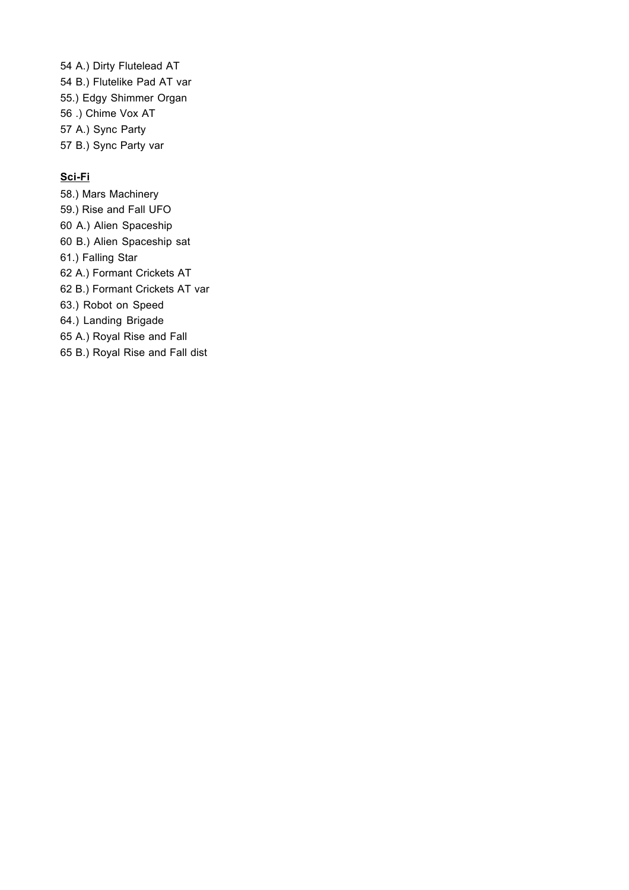54 A.) Dirty Flutelead AT
54 B.) Flutelike Pad AT var
55.) Edgy Shimmer Organ
56 .) Chime Vox AT
57 A.) Sync Party
57 B.) Sync Party var

**<u>Sci-Fi</u>**

58.) Mars Machinery
59.) Rise and Fall UFO
60 A.) Alien Spaceship
60 B.) Alien Spaceship sat
61.) Falling Star
62 A.) Formant Crickets AT
62 B.) Formant Crickets AT var
63.) Robot on Speed
64.) Landing Brigade
65 A.) Royal Rise and Fall
65 B.) Royal Rise and Fall dist